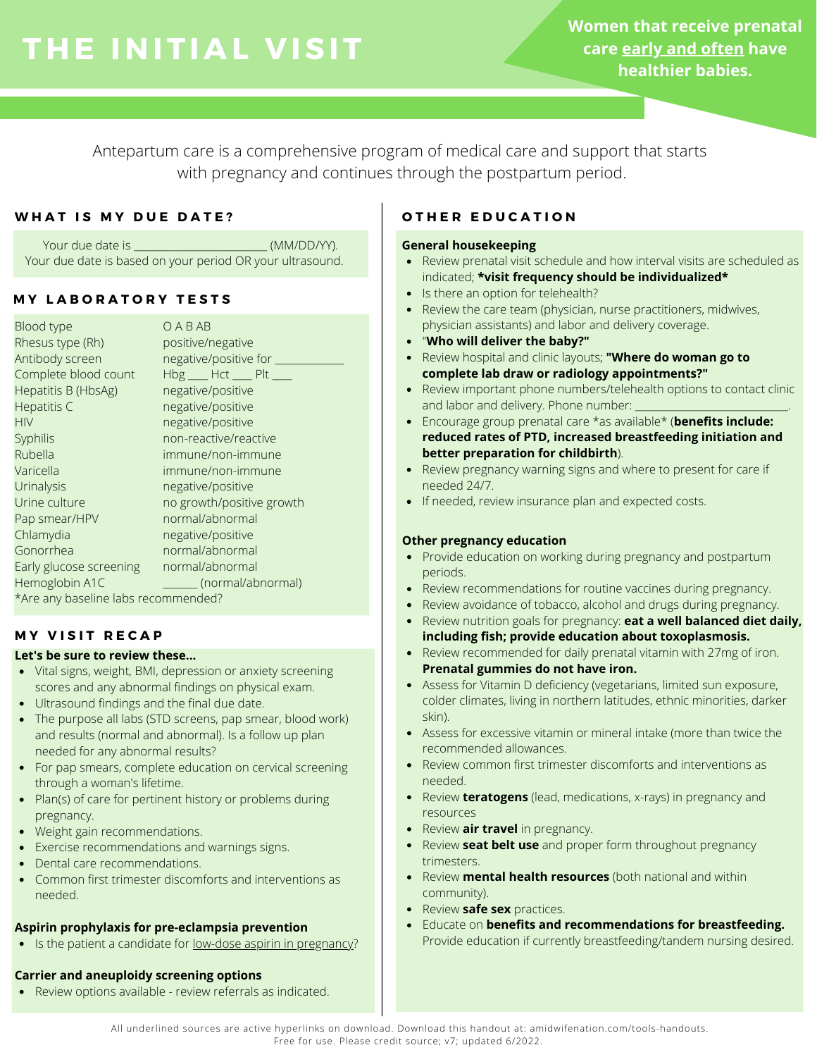# THE INITIAL VISIT

**Women that receive prenatal care early and often have healthier babies.**

Antepartum care is a comprehensive program of medical care and support that starts with pregnancy and continues through the postpartum period.

## WHAT IS MY DUE DATE?

Your due date is ______________________ (MM/DD/YY).
Your due date is based on your period OR your ultrasound.

## MY LABORATORY TESTS

| Test | Result |
|---|---|
| Blood type | O A B AB |
| Rhesus type (Rh) | positive/negative |
| Antibody screen | negative/positive for ___________ |
| Complete blood count | Hbg ___ Hct ___ Plt ___ |
| Hepatitis B (HbsAg) | negative/positive |
| Hepatitis C | negative/positive |
| HIV | negative/positive |
| Syphilis | non-reactive/reactive |
| Rubella | immune/non-immune |
| Varicella | immune/non-immune |
| Urinalysis | negative/positive |
| Urine culture | no growth/positive growth |
| Pap smear/HPV | normal/abnormal |
| Chlamydia | negative/positive |
| Gonorrhea | normal/abnormal |
| Early glucose screening | normal/abnormal |
| Hemoglobin A1C | ______ (normal/abnormal) |

*Are any baseline labs recommended?

## MY VISIT RECAP

**Let's be sure to review these...**

- Vital signs, weight, BMI, depression or anxiety screening scores and any abnormal findings on physical exam.
- Ultrasound findings and the final due date.
- The purpose all labs (STD screens, pap smear, blood work) and results (normal and abnormal). Is a follow up plan needed for any abnormal results?
- For pap smears, complete education on cervical screening through a woman's lifetime.
- Plan(s) of care for pertinent history or problems during pregnancy.
- Weight gain recommendations.
- Exercise recommendations and warnings signs.
- Dental care recommendations.
- Common first trimester discomforts and interventions as needed.

**Aspirin prophylaxis for pre-eclampsia prevention**

- Is the patient a candidate for low-dose aspirin in pregnancy?

**Carrier and aneuploidy screening options**

- Review options available - review referrals as indicated.

## OTHER EDUCATION

**General housekeeping**

- Review prenatal visit schedule and how interval visits are scheduled as indicated; ***visit frequency should be individualized***
- Is there an option for telehealth?
- Review the care team (physician, nurse practitioners, midwives, physician assistants) and labor and delivery coverage.
- **"Who will deliver the baby?"**
- Review hospital and clinic layouts; **"Where do woman go to complete lab draw or radiology appointments?"**
- Review important phone numbers/telehealth options to contact clinic and labor and delivery. Phone number: ________________________.
- Encourage group prenatal care *as available* (**benefits include: reduced rates of PTD, increased breastfeeding initiation and better preparation for childbirth**).
- Review pregnancy warning signs and where to present for care if needed 24/7.
- If needed, review insurance plan and expected costs.

**Other pregnancy education**

- Provide education on working during pregnancy and postpartum periods.
- Review recommendations for routine vaccines during pregnancy.
- Review avoidance of tobacco, alcohol and drugs during pregnancy.
- Review nutrition goals for pregnancy: **eat a well balanced diet daily, including fish; provide education about toxoplasmosis.**
- Review recommended for daily prenatal vitamin with 27mg of iron. **Prenatal gummies do not have iron.**
- Assess for Vitamin D deficiency (vegetarians, limited sun exposure, colder climates, living in northern latitudes, ethnic minorities, darker skin).
- Assess for excessive vitamin or mineral intake (more than twice the recommended allowances.
- Review common first trimester discomforts and interventions as needed.
- Review **teratogens** (lead, medications, x-rays) in pregnancy and resources
- Review **air travel** in pregnancy.
- Review **seat belt use** and proper form throughout pregnancy trimesters.
- Review **mental health resources** (both national and within community).
- Review **safe sex** practices.
- Educate on **benefits and recommendations for breastfeeding.** Provide education if currently breastfeeding/tandem nursing desired.

All underlined sources are active hyperlinks on download. Download this handout at: amidwifenation.com/tools-handouts.
Free for use. Please credit source; v7; updated 6/2022.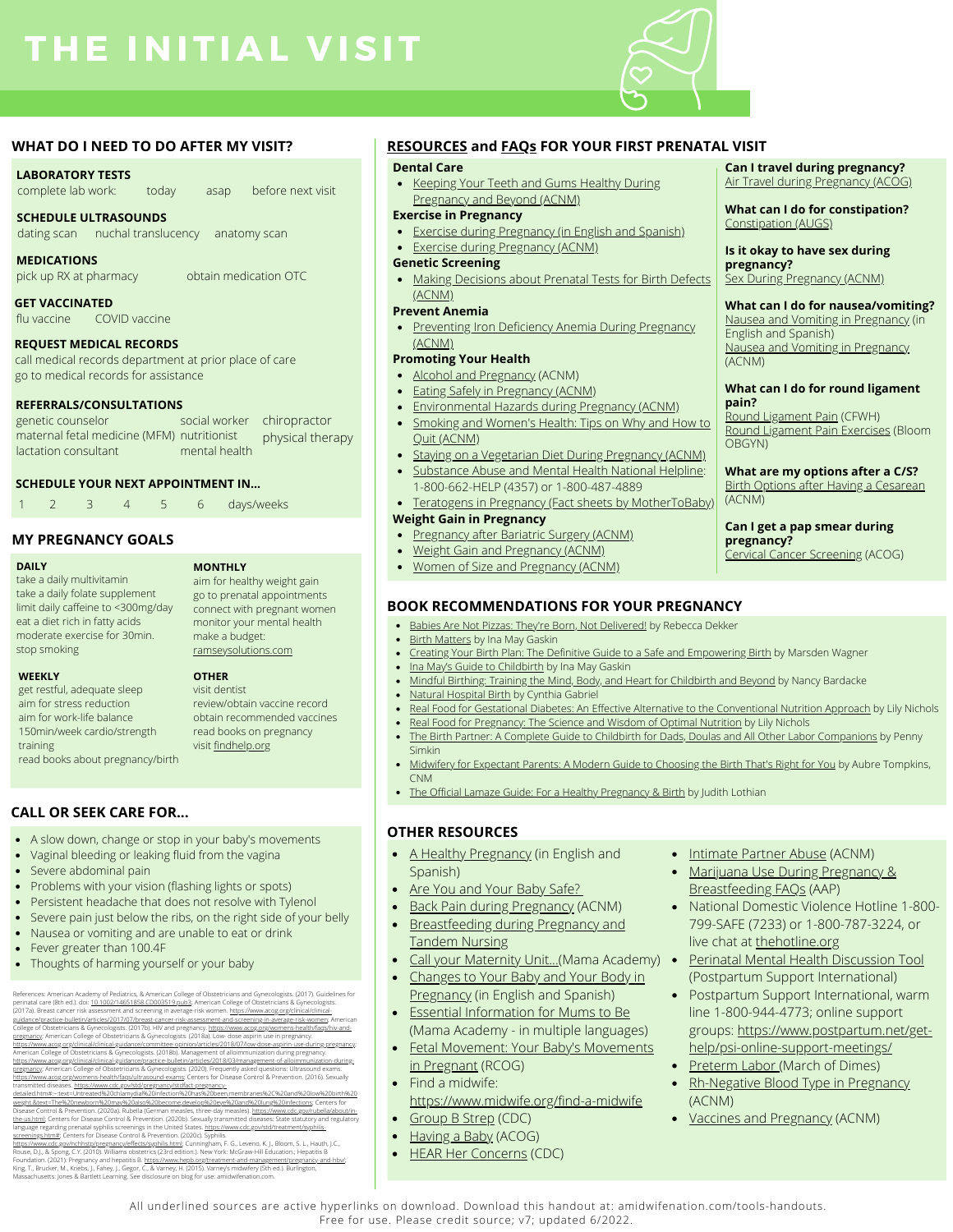# THE INITIAL VISIT

## WHAT DO I NEED TO DO AFTER MY VISIT?

**LABORATORY TESTS**

complete lab work: today asap before next visit

**SCHEDULE ULTRASOUNDS**

dating scan nuchal translucency anatomy scan

**MEDICATIONS**

pick up RX at pharmacy obtain medication OTC

**GET VACCINATED**

flu vaccine COVID vaccine

**REQUEST MEDICAL RECORDS**

call medical records department at prior place of care

go to medical records for assistance

**REFERRALS/CONSULTATIONS**

genetic counselor social worker chiropractor

maternal fetal medicine (MFM) nutritionist physical therapy

lactation consultant mental health

**SCHEDULE YOUR NEXT APPOINTMENT IN...**

1 2 3 4 5 6 days/weeks

## MY PREGNANCY GOALS

**DAILY**

take a daily multivitamin

take a daily folate supplement

limit daily caffeine to <300mg/day

eat a diet rich in fatty acids

moderate exercise for 30min.

stop smoking

**MONTHLY**

aim for healthy weight gain

go to prenatal appointments

connect with pregnant women

monitor your mental health

make a budget: ramseysolutions.com

**WEEKLY**

get restful, adequate sleep

aim for stress reduction

aim for work-life balance

150min/week cardio/strength training

read books about pregnancy/birth

**OTHER**

visit dentist

review/obtain vaccine record

obtain recommended vaccines

read books on pregnancy

visit findhelp.org

## CALL OR SEEK CARE FOR...

- A slow down, change or stop in your baby's movements
- Vaginal bleeding or leaking fluid from the vagina
- Severe abdominal pain
- Problems with your vision (flashing lights or spots)
- Persistent headache that does not resolve with Tylenol
- Severe pain just below the ribs, on the right side of your belly
- Nausea or vomiting and are unable to eat or drink
- Fever greater than 100.4F
- Thoughts of harming yourself or your baby

References: American Academy of Pediatrics, & American College of Obstetricians and Gynecologists. (2017). Guidelines for perinatal care (8th ed.). doi: 10.1002/14651858.CD003519.pub3. American College of Obstetricians & Gynecologists. (2017a). Breast cancer risk assessment and screening in average-risk women. https://www.acog.org/clinical/clinical-guidance/practice-bulletin/articles/2017/07/breast-cancer-risk-assessment-and-screening-in-average-risk-women; American College of Obstetricians & Gynecologists. (2017b). HIV and pregnancy. https://www.acog.org/womens-health/faqs/hiv-and-pregnancy; American College of Obstetricians & Gynecologists. (2018a). Low- dose aspirin use in pregnancy. https://www.acog.org/clinical/clinical-guidance/committee-opinion/articles/2018/07/low-dose-aspirin-use-during-pregnancy; American College of Obstetricians & Gynecologists. (2018b). Management of alloimmunization during pregnancy. https://www.acog.org/clinical/clinical-guidance/practice-bulletin/articles/2018/03/management-of-alloimmunization-during-pregnancy; American College of Obstetricians & Gynecologists. (2020). Frequently asked questions: Ultrasound exams. https://www.acog.org/womens-health/faqs/ultrasound-exams; Centers for Disease Control & Prevention. (2016). Sexually transmitted diseases. https://www.cdc.gov/std/pregnancy/stdfact-pregnancy-detailed.htm#:~:text=Untreated%20chlamydial%20infection%20has%20been,membranes%2C%20and%20low%20birth%20weight.&text=The%20newborn%20may%20also%20become,develop%20eye%20and%20lung%20infections; Centers for Disease Control & Prevention. (2020a). Rubella (German measles, three-day measles). https://www.cdc.gov/rubella/about/in-the-us.html; Centers for Disease Control & Prevention. (2020b). Sexually transmitted diseases: State statutory and regulatory language regarding prenatal syphilis screenings in the United States. https://www.cdc.gov/std/treatment/syphilis-screenings.htm#; Centers for Disease Control & Prevention. (2020c). Syphilis. https://www.cdc.gov/nchhstp/pregnancy/effects/syphilis.html; Cunningham, F. G., Leveno, K. J., Bloom, S. L., Hauth, J.C., Rouse, D.J., & Spong, C.Y. (2010). Williams obstetrics (23rd edition.). New York: McGraw-Hill Education.; Hepatitis B Foundation. (2021). Pregnancy and hepatitis B. https://www.hepb.org/treatment-and-management/pregnancy-and-hbv/; King, T., Brucker, M., Kriebs, J., Fahey, J., Gegor, C., & Varney, H. (2015). Varney's midwifery (5th ed.). Burlington, Massachusetts: Jones & Bartlett Learning. See disclosure on blog for use: amidwifenation.com.

## RESOURCES and FAQs FOR YOUR FIRST PRENATAL VISIT

**Dental Care**

- Keeping Your Teeth and Gums Healthy During Pregnancy and Beyond (ACNM)

**Exercise in Pregnancy**

- Exercise during Pregnancy (in English and Spanish)
- Exercise during Pregnancy (ACNM)

**Genetic Screening**

- Making Decisions about Prenatal Tests for Birth Defects (ACNM)

**Prevent Anemia**

- Preventing Iron Deficiency Anemia During Pregnancy (ACNM)

**Promoting Your Health**

- Alcohol and Pregnancy (ACNM)
- Eating Safely in Pregnancy (ACNM)
- Environmental Hazards during Pregnancy (ACNM)
- Smoking and Women's Health: Tips on Why and How to Quit (ACNM)
- Staying on a Vegetarian Diet During Pregnancy (ACNM)
- Substance Abuse and Mental Health National Helpline: 1-800-662-HELP (4357) or 1-800-487-4889
- Teratogens in Pregnancy (Fact sheets by MotherToBaby)

**Weight Gain in Pregnancy**

- Pregnancy after Bariatric Surgery (ACNM)
- Weight Gain and Pregnancy (ACNM)
- Women of Size and Pregnancy (ACNM)

**Can I travel during pregnancy?**

Air Travel during Pregnancy (ACOG)

**What can I do for constipation?**

Constipation (AUGS)

**Is it okay to have sex during pregnancy?**

Sex During Pregnancy (ACNM)

**What can I do for nausea/vomiting?**

Nausea and Vomiting in Pregnancy (in English and Spanish)

Nausea and Vomiting in Pregnancy (ACNM)

**What can I do for round ligament pain?**

Round Ligament Pain (CFWH)

Round Ligament Pain Exercises (Bloom OBGYN)

**What are my options after a C/S?**

Birth Options after Having a Cesarean (ACNM)

**Can I get a pap smear during pregnancy?**

Cervical Cancer Screening (ACOG)

## BOOK RECOMMENDATIONS FOR YOUR PREGNANCY

- Babies Are Not Pizzas: They're Born, Not Delivered! by Rebecca Dekker
- Birth Matters by Ina May Gaskin
- Creating Your Birth Plan: The Definitive Guide to a Safe and Empowering Birth by Marsden Wagner
- Ina May's Guide to Childbirth by Ina May Gaskin
- Mindful Birthing: Training the Mind, Body, and Heart for Childbirth and Beyond by Nancy Bardacke
- Natural Hospital Birth by Cynthia Gabriel
- Real Food for Gestational Diabetes: An Effective Alternative to the Conventional Nutrition Approach by Lily Nichols
- Real Food for Pregnancy: The Science and Wisdom of Optimal Nutrition by Lily Nichols
- The Birth Partner: A Complete Guide to Childbirth for Dads, Doulas and All Other Labor Companions by Penny Simkin
- Midwifery for Expectant Parents: A Modern Guide to Choosing the Birth That's Right for You by Aubre Tompkins, CNM
- The Official Lamaze Guide: For a Healthy Pregnancy & Birth by Judith Lothian

## OTHER RESOURCES

- A Healthy Pregnancy (in English and Spanish)
- Are You and Your Baby Safe?
- Back Pain during Pregnancy (ACNM)
- Breastfeeding during Pregnancy and Tandem Nursing
- Call your Maternity Unit...(Mama Academy)
- Changes to Your Baby and Your Body in Pregnancy (in English and Spanish)
- Essential Information for Mums to Be (Mama Academy - in multiple languages)
- Fetal Movement: Your Baby's Movements in Pregnant (RCOG)
- Find a midwife: https://www.midwife.org/find-a-midwife
- Group B Strep (CDC)
- Having a Baby (ACOG)
- HEAR Her Concerns (CDC)
- Intimate Partner Abuse (ACNM)
- Marijuana Use During Pregnancy & Breastfeeding FAQs (AAP)
- National Domestic Violence Hotline 1-800-799-SAFE (7233) or 1-800-787-3224, or live chat at thehotline.org
- Perinatal Mental Health Discussion Tool (Postpartum Support International)
- Postpartum Support International, warm line 1-800-944-4773; online support groups: https://www.postpartum.net/get-help/psi-online-support-meetings/
- Preterm Labor (March of Dimes)
- Rh-Negative Blood Type in Pregnancy (ACNM)
- Vaccines and Pregnancy (ACNM)

All underlined sources are active hyperlinks on download. Download this handout at: amidwifenation.com/tools-handouts.
Free for use. Please credit source; v7; updated 6/2022.